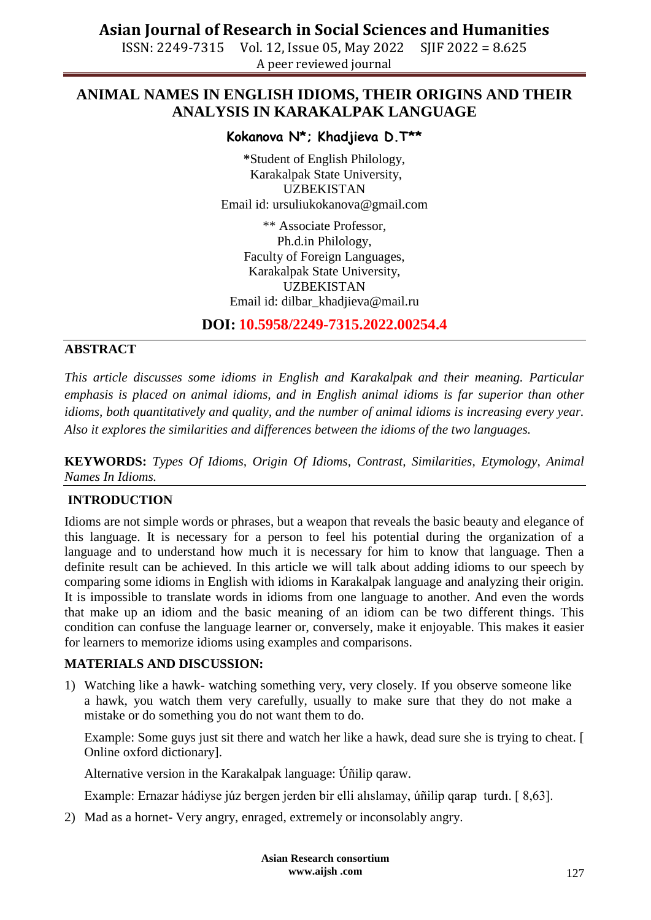# ANIMAL NAMES IN ENGLISH IDIOMS, THEIR ORIGINS AND THEIR ANALYSIS IN KARAKALPAK LANGUAGE

**Kokanova N*; Khadjieva D.T****

***Student of English Philology,**
Karakalpak State University,
UZBEKISTAN
Email id: ursuliukokanova@gmail.com

** Associate Professor,
Ph.d.in Philology,
Faculty of Foreign Languages,
Karakalpak State University,
UZBEKISTAN
Email id: dilbar_khadjieva@mail.ru

## DOI: 10.5958/2249-7315.2022.00254.4

### ABSTRACT

*This article discusses some idioms in English and Karakalpak and their meaning. Particular emphasis is placed on animal idioms, and in English animal idioms is far superior than other idioms, both quantitatively and quality, and the number of animal idioms is increasing every year. Also it explores the similarities and differences between the idioms of the two languages.*

**KEYWORDS:** *Types Of Idioms, Origin Of Idioms, Contrast, Similarities, Etymology, Animal Names In Idioms.*

### INTRODUCTION

Idioms are not simple words or phrases, but a weapon that reveals the basic beauty and elegance of this language. It is necessary for a person to feel his potential during the organization of a language and to understand how much it is necessary for him to know that language. Then a definite result can be achieved. In this article we will talk about adding idioms to our speech by comparing some idioms in English with idioms in Karakalpak language and analyzing their origin. It is impossible to translate words in idioms from one language to another. And even the words that make up an idiom and the basic meaning of an idiom can be two different things. This condition can confuse the language learner or, conversely, make it enjoyable. This makes it easier for learners to memorize idioms using examples and comparisons.

### MATERIALS AND DISCUSSION:

1) Watching like a hawk- watching something very, very closely. If you observe someone like a hawk, you watch them very carefully, usually to make sure that they do not make a mistake or do something you do not want them to do.

   Example: Some guys just sit there and watch her like a hawk, dead sure she is trying to cheat. [ Online oxford dictionary].

   Alternative version in the Karakalpak language: Úñilip qaraw.

   Example: Ernazar hádiyse júz bergen jerden bir elli alıslamay, úñilip qarap turdı. [ 8,63].

2) Mad as a hornet- Very angry, enraged, extremely or inconsolably angry.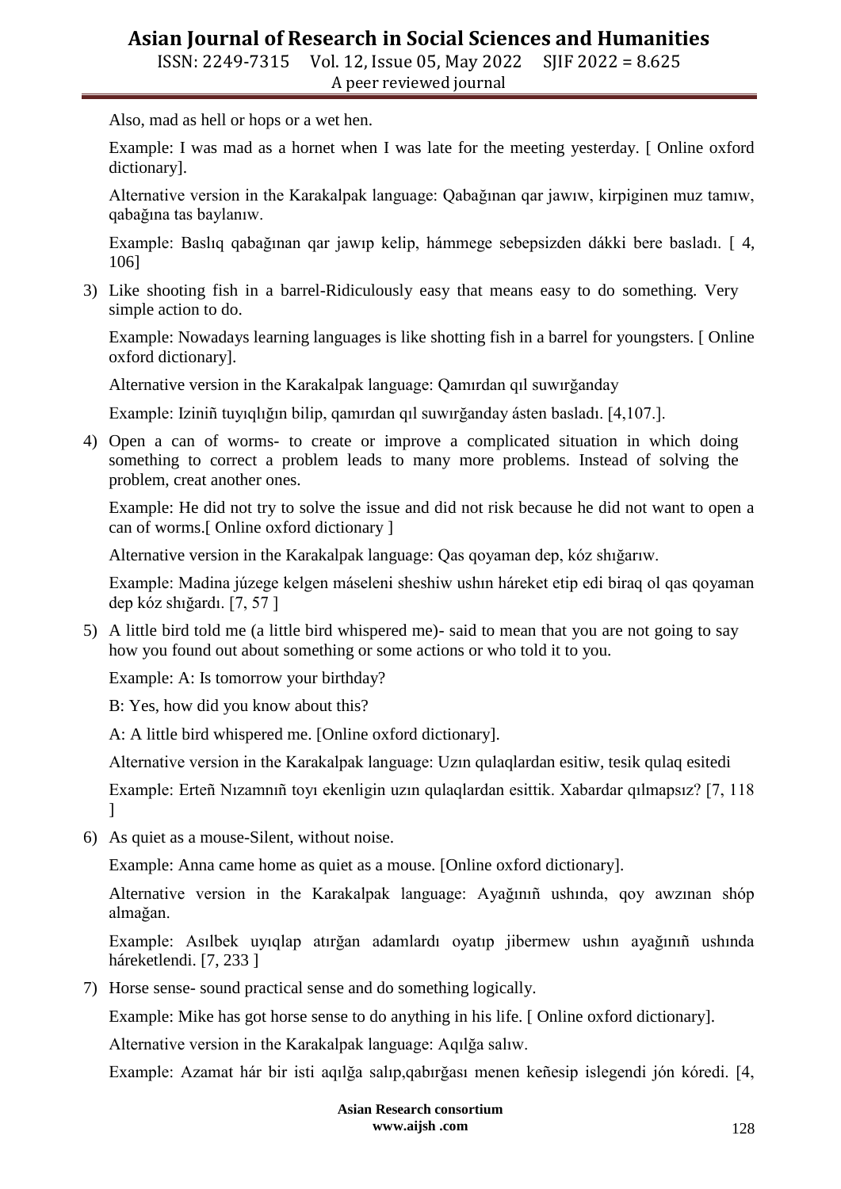Also, mad as hell or hops or a wet hen.

Example: I was mad as a hornet when I was late for the meeting yesterday. [ Online oxford dictionary].

Alternative version in the Karakalpak language: Qabağınan qar jawıw, kirpiginen muz tamıw, qabağına tas baylanıw.

Example: Baslıq qabağınan qar jawıp kelip, hámmege sebepsizden dákki bere basladı. [ 4, 106]

3) Like shooting fish in a barrel-Ridiculously easy that means easy to do something. Very simple action to do.

   Example: Nowadays learning languages is like shotting fish in a barrel for youngsters. [ Online oxford dictionary].

   Alternative version in the Karakalpak language: Qamırdan qıl suwırğanday

   Example: Iziniñ tuyıqlığın bilip, qamırdan qıl suwırğanday ásten basladı. [4,107.].

4) Open a can of worms- to create or improve a complicated situation in which doing something to correct a problem leads to many more problems. Instead of solving the problem, creat another ones.

   Example: He did not try to solve the issue and did not risk because he did not want to open a can of worms.[ Online oxford dictionary ]

   Alternative version in the Karakalpak language: Qas qoyaman dep, kóz shığarıw.

   Example: Madina júzege kelgen máseleni sheshiw ushın háreket etip edi biraq ol qas qoyaman dep kóz shığardı. [7, 57 ]

5) A little bird told me (a little bird whispered me)- said to mean that you are not going to say how you found out about something or some actions or who told it to you.

   Example: A: Is tomorrow your birthday?

   B: Yes, how did you know about this?

   A: A little bird whispered me. [Online oxford dictionary].

   Alternative version in the Karakalpak language: Uzın qulaqlardan esitiw, tesik qulaq esitedi

   Example: Erteñ Nızamnıñ toyı ekenligin uzın qulaqlardan esittik. Xabardar qılmapsız? [7, 118 ]

6) As quiet as a mouse-Silent, without noise.

   Example: Anna came home as quiet as a mouse. [Online oxford dictionary].

   Alternative version in the Karakalpak language: Ayağınıñ ushında, qoy awzınan shóp almağan.

   Example: Asılbek uyıqlap atırğan adamlardı oyatıp jibermew ushın ayağınıñ ushında háreketlendi. [7, 233 ]

7) Horse sense- sound practical sense and do something logically.

   Example: Mike has got horse sense to do anything in his life. [ Online oxford dictionary].

   Alternative version in the Karakalpak language: Aqılğa salıw.

   Example: Azamat hár bir isti aqılğa salıp,qabırğası menen keñesip islegendi jón kóredi. [4,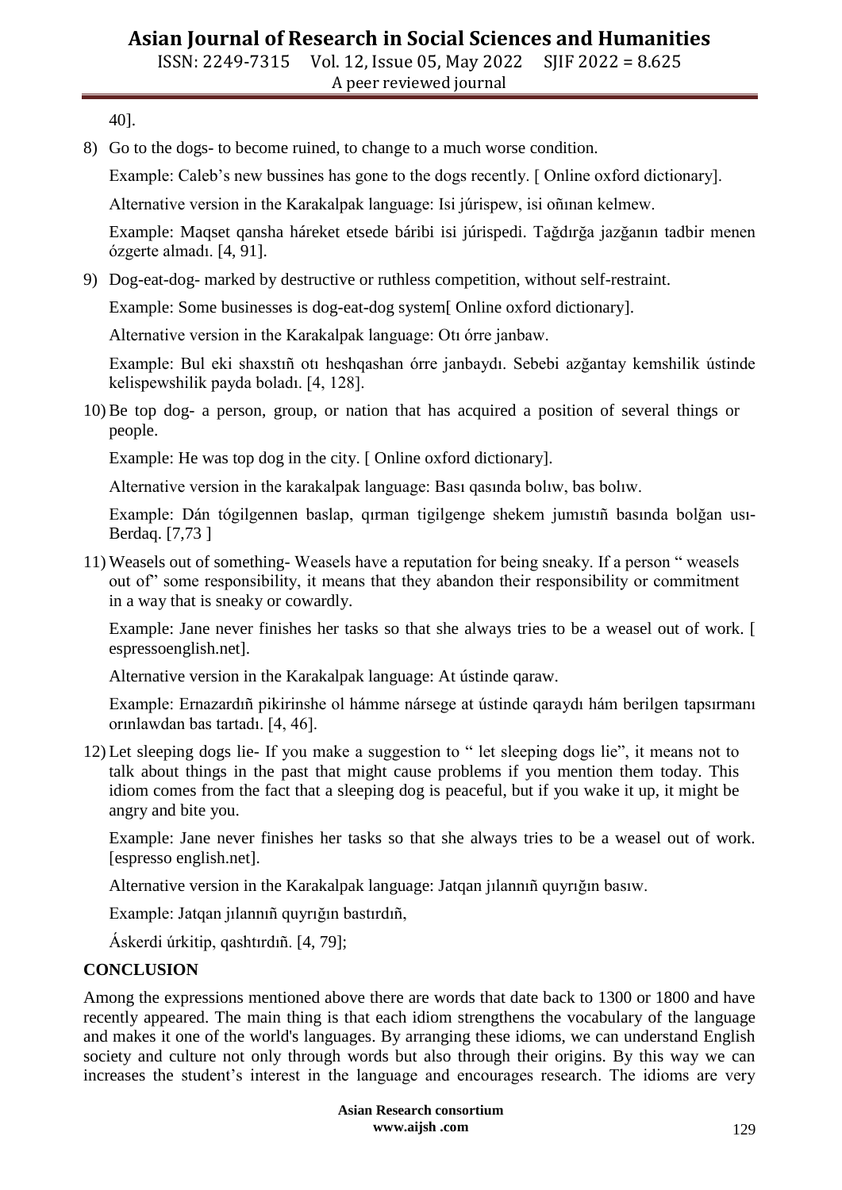40].

8) Go to the dogs- to become ruined, to change to a much worse condition.

   Example: Caleb's new bussines has gone to the dogs recently. [ Online oxford dictionary].

   Alternative version in the Karakalpak language: Isi júrispew, isi oñınan kelmew.

   Example: Maqset qansha háreket etsede báribi isi júrispedi. Tağdırğa jazğanın tadbir menen ózgerte almadı. [4, 91].

9) Dog-eat-dog- marked by destructive or ruthless competition, without self-restraint.

   Example: Some businesses is dog-eat-dog system[ Online oxford dictionary].

   Alternative version in the Karakalpak language: Otı órre janbaw.

   Example: Bul eki shaxstıñ otı heshqashan órre janbaydı. Sebebi azğantay kemshilik ústinde kelispewshilik payda boladı. [4, 128].

10) Be top dog- a person, group, or nation that has acquired a position of several things or people.

    Example: He was top dog in the city. [ Online oxford dictionary].

    Alternative version in the karakalpak language: Bası qasında bolıw, bas bolıw.

    Example: Dán tógilgennen baslap, qırman tigilgenge shekem jumıstıñ basında bolğan usı- Berdaq. [7,73 ]

11) Weasels out of something- Weasels have a reputation for being sneaky. If a person " weasels out of" some responsibility, it means that they abandon their responsibility or commitment in a way that is sneaky or cowardly.

    Example: Jane never finishes her tasks so that she always tries to be a weasel out of work. [ espressoenglish.net].

    Alternative version in the Karakalpak language: At ústinde qaraw.

    Example: Ernazardıñ pikirinshe ol hámme nársege at ústinde qaraydı hám berilgen tapsırmanı orınlawdan bas tartadı. [4, 46].

12) Let sleeping dogs lie- If you make a suggestion to " let sleeping dogs lie", it means not to talk about things in the past that might cause problems if you mention them today. This idiom comes from the fact that a sleeping dog is peaceful, but if you wake it up, it might be angry and bite you.

    Example: Jane never finishes her tasks so that she always tries to be a weasel out of work. [espresso english.net].

    Alternative version in the Karakalpak language: Jatqan jılannıñ quyrığın basıw.

    Example: Jatqan jılannıñ quyrığın bastırdıñ,

    Áskerdi úrkitip, qashtırdıñ. [4, 79];

## CONCLUSION

Among the expressions mentioned above there are words that date back to 1300 or 1800 and have recently appeared. The main thing is that each idiom strengthens the vocabulary of the language and makes it one of the world's languages. By arranging these idioms, we can understand English society and culture not only through words but also through their origins. By this way we can increases the student's interest in the language and encourages research. The idioms are very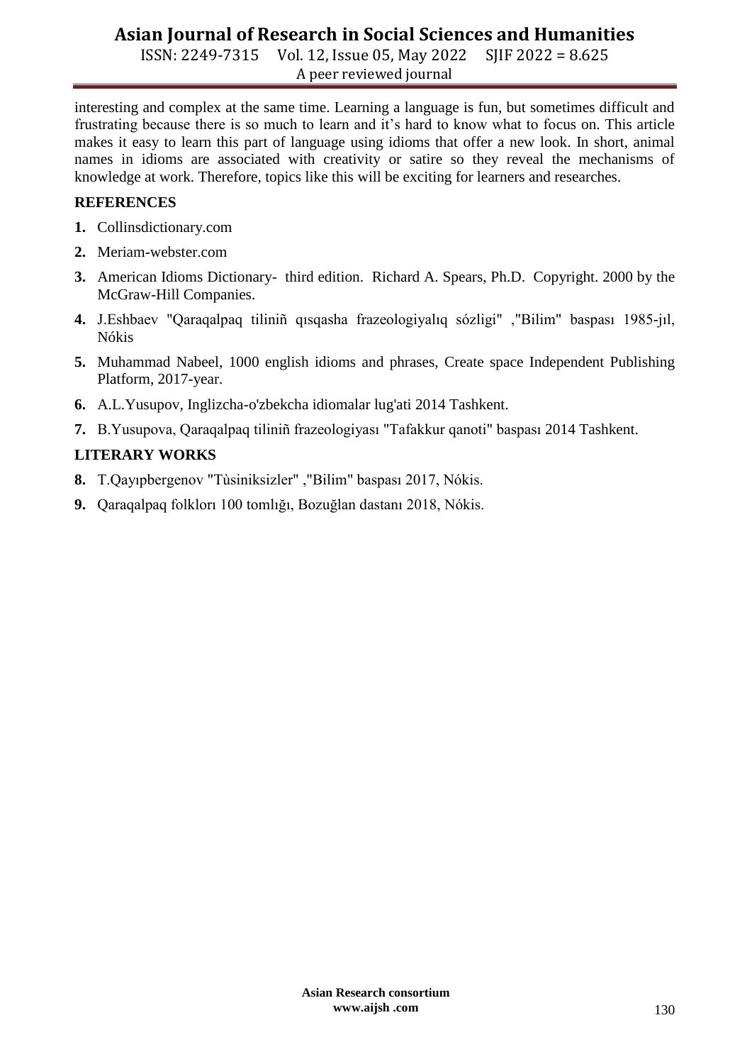interesting and complex at the same time. Learning a language is fun, but sometimes difficult and frustrating because there is so much to learn and it's hard to know what to focus on. This article makes it easy to learn this part of language using idioms that offer a new look. In short, animal names in idioms are associated with creativity or satire so they reveal the mechanisms of knowledge at work. Therefore, topics like this will be exciting for learners and researches.

## REFERENCES

1. Collinsdictionary.com
2. Meriam-webster.com
3. American Idioms Dictionary- third edition. Richard A. Spears, Ph.D. Copyright. 2000 by the McGraw-Hill Companies.
4. J.Eshbaev "Qaraqalpaq tiliniñ qısqasha frazeologiyalıq sózligi" ,"Bilim" baspası 1985-jıl, Nókis
5. Muhammad Nabeel, 1000 english idioms and phrases, Create space Independent Publishing Platform, 2017-year.
6. A.L.Yusupov, Inglizcha-o'zbekcha idiomalar lug'ati 2014 Tashkent.
7. B.Yusupova, Qaraqalpaq tiliniñ frazeologiyası "Tafakkur qanoti" baspası 2014 Tashkent.

## LITERARY WORKS

8. T.Qayıpbergenov "Tùsiniksizler" ,"Bilim" baspası 2017, Nókis.
9. Qaraqalpaq folklorı 100 tomlığı, Bozuğlan dastanı 2018, Nókis.